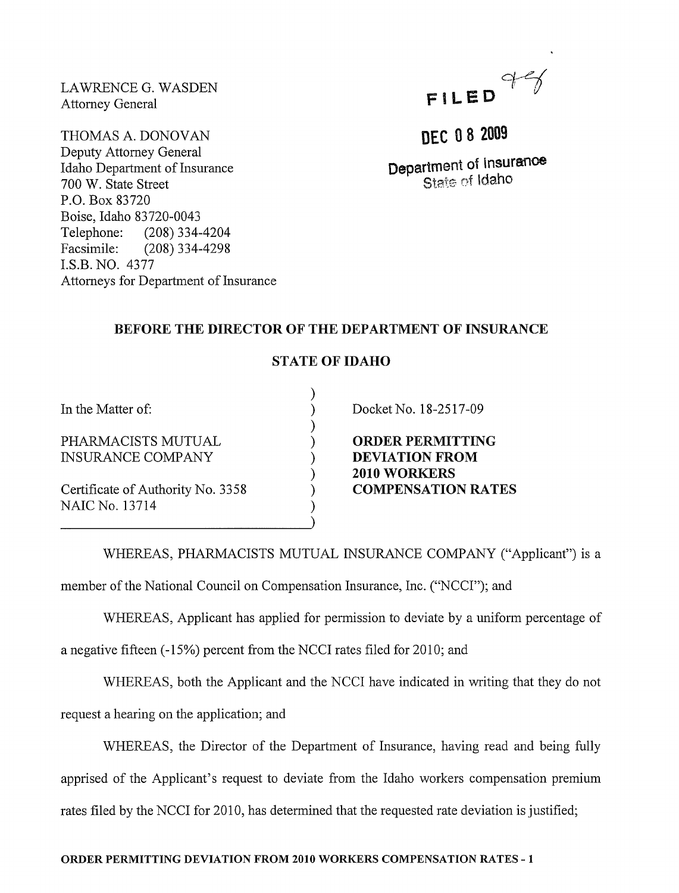LAWRENCE G. WASDEN
Attorney General

THOMAS A. DONOVAN
Deputy Attorney General
Idaho Department of Insurance
700 W. State Street
P.O. Box 83720
Boise, Idaho 83720-0043
Telephone: (208) 334-4204
Facsimile: (208) 334-4298
I.S.B. NO. 4377
Attorneys for Department of Insurance

FILED

DEC 08 2009

Department of Insurance
State of Idaho

## BEFORE THE DIRECTOR OF THE DEPARTMENT OF INSURANCE

## STATE OF IDAHO

In the Matter of:

PHARMACISTS MUTUAL INSURANCE COMPANY

Certificate of Authority No. 3358
NAIC No. 13714

Docket No. 18-2517-09

**ORDER PERMITTING DEVIATION FROM 2010 WORKERS COMPENSATION RATES**

WHEREAS, PHARMACISTS MUTUAL INSURANCE COMPANY ("Applicant") is a member of the National Council on Compensation Insurance, Inc. ("NCCI"); and

WHEREAS, Applicant has applied for permission to deviate by a uniform percentage of a negative fifteen (-15%) percent from the NCCI rates filed for 2010; and

WHEREAS, both the Applicant and the NCCI have indicated in writing that they do not request a hearing on the application; and

WHEREAS, the Director of the Department of Insurance, having read and being fully apprised of the Applicant's request to deviate from the Idaho workers compensation premium rates filed by the NCCI for 2010, has determined that the requested rate deviation is justified;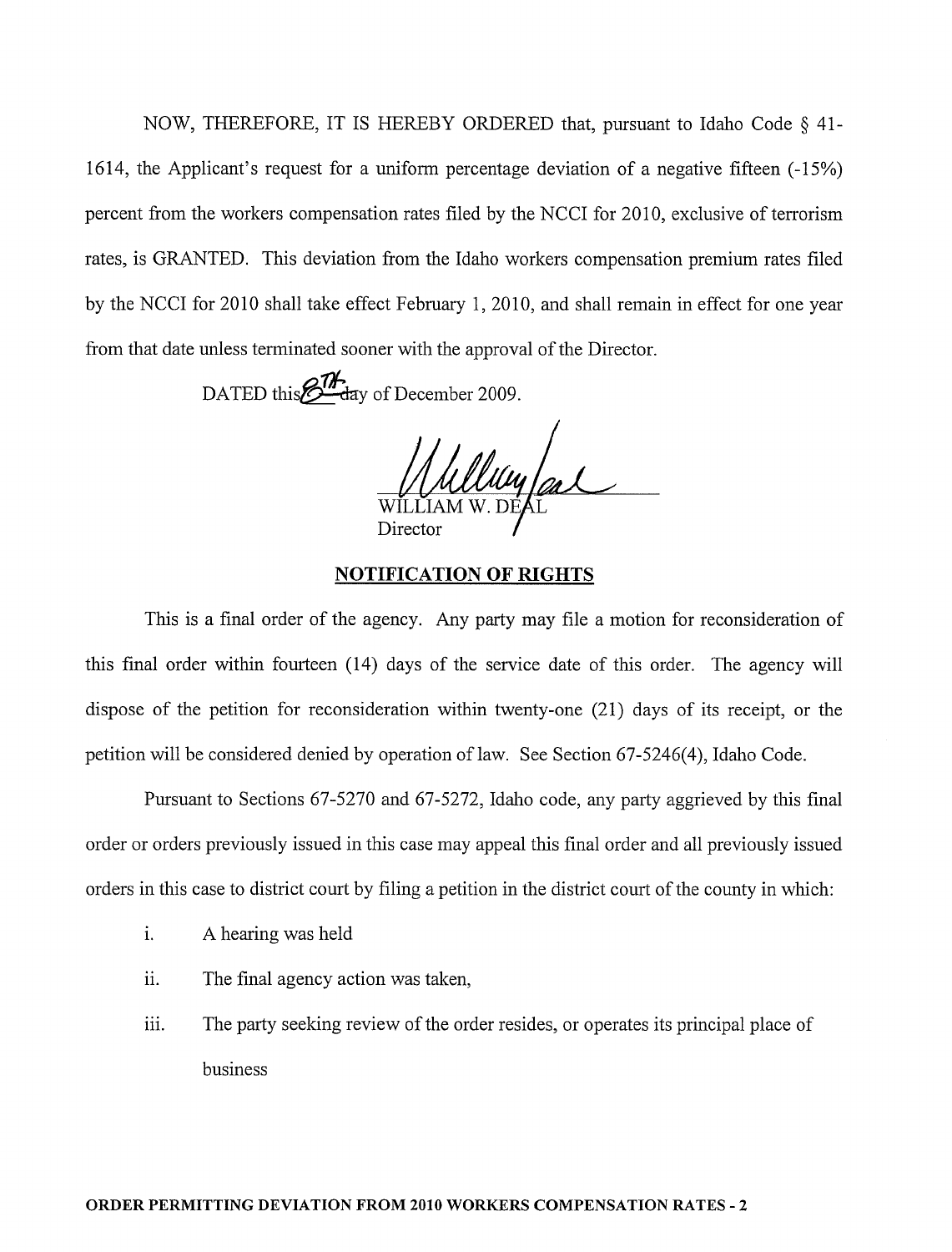NOW, THEREFORE, IT IS HEREBY ORDERED that, pursuant to Idaho Code § 41-1614, the Applicant's request for a uniform percentage deviation of a negative fifteen (-15%) percent from the workers compensation rates filed by the NCCI for 2010, exclusive of terrorism rates, is GRANTED. This deviation from the Idaho workers compensation premium rates filed by the NCCI for 2010 shall take effect February 1, 2010, and shall remain in effect for one year from that date unless terminated sooner with the approval of the Director.

DATED this 8th day of December 2009.

WILLIAM W. DEAL
Director

## NOTIFICATION OF RIGHTS

This is a final order of the agency. Any party may file a motion for reconsideration of this final order within fourteen (14) days of the service date of this order. The agency will dispose of the petition for reconsideration within twenty-one (21) days of its receipt, or the petition will be considered denied by operation of law. See Section 67-5246(4), Idaho Code.

Pursuant to Sections 67-5270 and 67-5272, Idaho code, any party aggrieved by this final order or orders previously issued in this case may appeal this final order and all previously issued orders in this case to district court by filing a petition in the district court of the county in which:

i. A hearing was held

ii. The final agency action was taken,

iii. The party seeking review of the order resides, or operates its principal place of business

**ORDER PERMITTING DEVIATION FROM 2010 WORKERS COMPENSATION RATES - 2**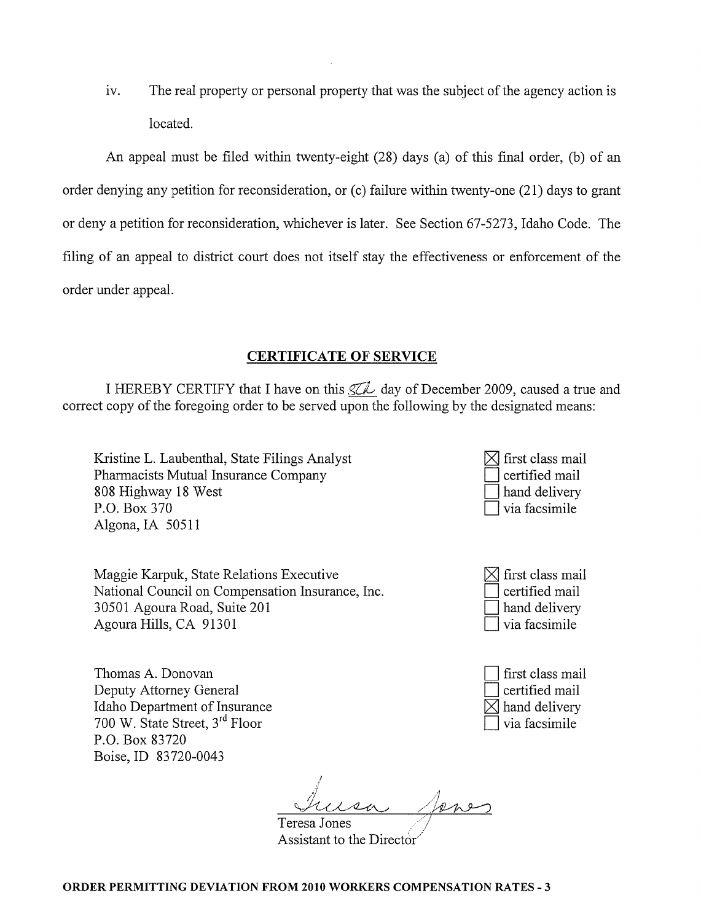iv. The real property or personal property that was the subject of the agency action is located.

An appeal must be filed within twenty-eight (28) days (a) of this final order, (b) of an order denying any petition for reconsideration, or (c) failure within twenty-one (21) days to grant or deny a petition for reconsideration, whichever is later. See Section 67-5273, Idaho Code. The filing of an appeal to district court does not itself stay the effectiveness or enforcement of the order under appeal.

## CERTIFICATE OF SERVICE

I HEREBY CERTIFY that I have on this 8th day of December 2009, caused a true and correct copy of the foregoing order to be served upon the following by the designated means:

| | |
|---|---|
| Kristine L. Laubenthal, State Filings Analyst<br>Pharmacists Mutual Insurance Company<br>808 Highway 18 West<br>P.O. Box 370<br>Algona, IA 50511 | ☒ first class mail<br>☐ certified mail<br>☐ hand delivery<br>☐ via facsimile |
| Maggie Karpuk, State Relations Executive<br>National Council on Compensation Insurance, Inc.<br>30501 Agoura Road, Suite 201<br>Agoura Hills, CA 91301 | ☒ first class mail<br>☐ certified mail<br>☐ hand delivery<br>☐ via facsimile |
| Thomas A. Donovan<br>Deputy Attorney General<br>Idaho Department of Insurance<br>700 W. State Street, 3rd Floor<br>P.O. Box 83720<br>Boise, ID 83720-0043 | ☐ first class mail<br>☐ certified mail<br>☒ hand delivery<br>☐ via facsimile |

Teresa Jones
Teresa Jones
Assistant to the Director

**ORDER PERMITTING DEVIATION FROM 2010 WORKERS COMPENSATION RATES - 3**